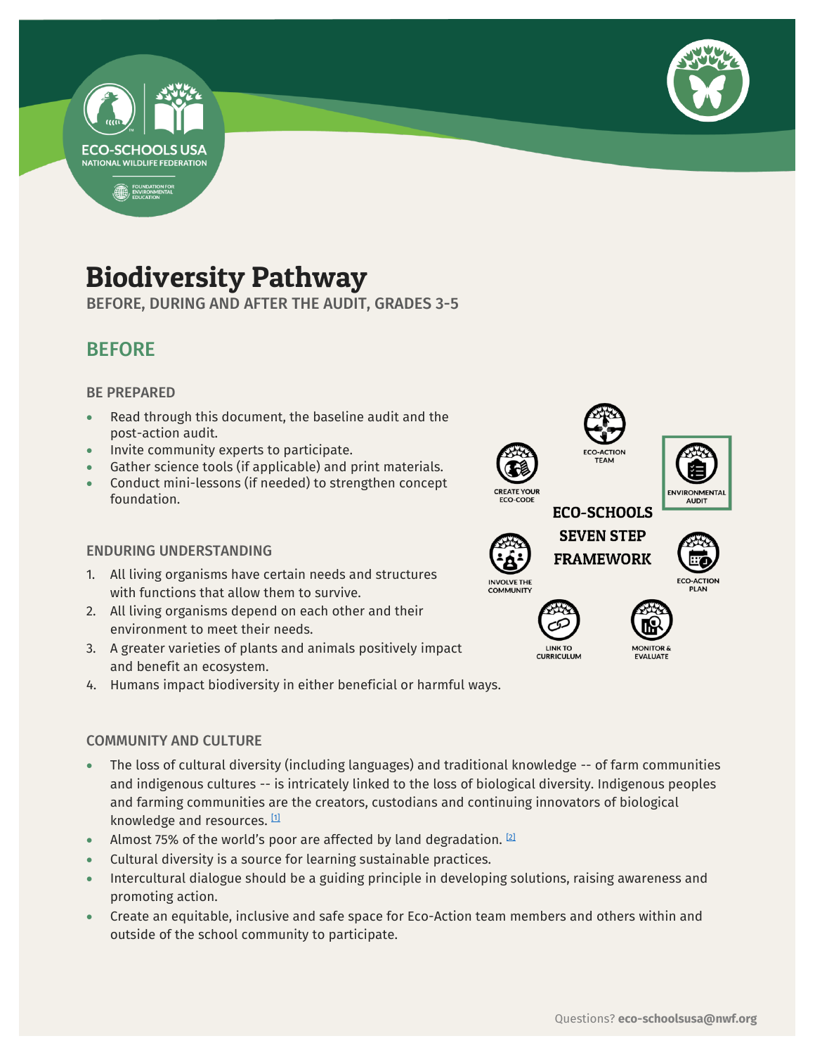# Biodiversity Pathway

BEFORE, DURING AND AFTER THE AUDIT, GRADES 3-5

## BEFORE

### BE PREPARED

- Read through this document, the baseline audit and the post-action audit.
- Invite community experts to participate.
- Gather science tools (if applicable) and print materials.
- Conduct mini-lessons (if needed) to strengthen concept foundation.

### ENDURING UNDERSTANDING

1. All living organisms have certain needs and structures with functions that allow them to survive.
2. All living organisms depend on each other and their environment to meet their needs.
3. A greater varieties of plants and animals positively impact and benefit an ecosystem.
4. Humans impact biodiversity in either beneficial or harmful ways.

ECO-SCHOOLS SEVEN STEP FRAMEWORK

- ECO-ACTION TEAM
- ENVIRONMENTAL AUDIT
- ECO-ACTION PLAN
- MONITOR & EVALUATE
- LINK TO CURRICULUM
- INVOLVE THE COMMUNITY
- CREATE YOUR ECO-CODE

### COMMUNITY AND CULTURE

- The loss of cultural diversity (including languages) and traditional knowledge -- of farm communities and indigenous cultures -- is intricately linked to the loss of biological diversity. Indigenous peoples and farming communities are the creators, custodians and continuing innovators of biological knowledge and resources. [1]
- Almost 75% of the world's poor are affected by land degradation. [2]
- Cultural diversity is a source for learning sustainable practices.
- Intercultural dialogue should be a guiding principle in developing solutions, raising awareness and promoting action.
- Create an equitable, inclusive and safe space for Eco-Action team members and others within and outside of the school community to participate.

Questions? **eco-schoolsusa@nwf.org**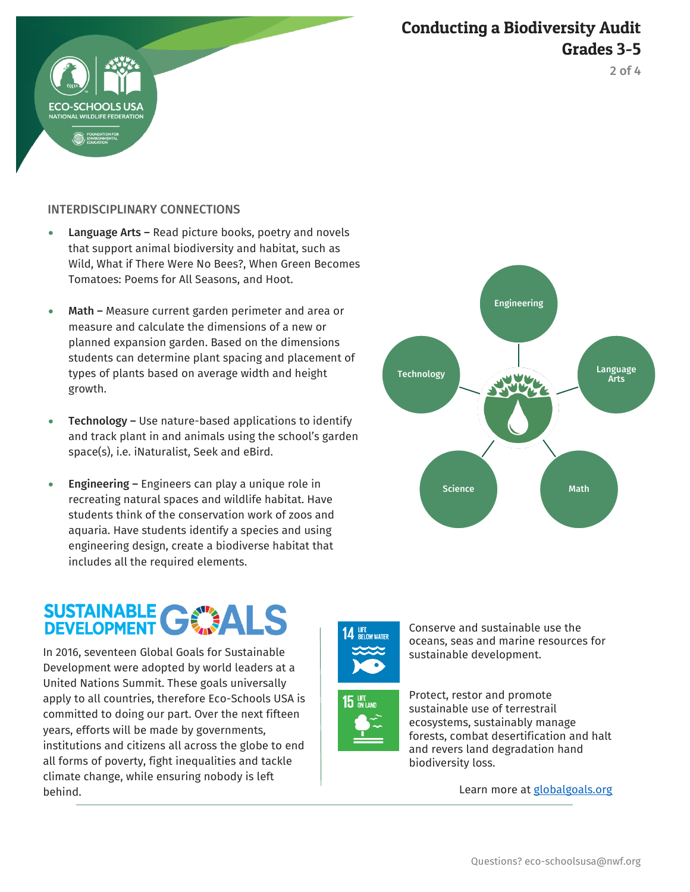## INTERDISCIPLINARY CONNECTIONS

- **Language Arts –** Read picture books, poetry and novels that support animal biodiversity and habitat, such as Wild, What if There Were No Bees?, When Green Becomes Tomatoes: Poems for All Seasons, and Hoot.
- **Math –** Measure current garden perimeter and area or measure and calculate the dimensions of a new or planned expansion garden. Based on the dimensions students can determine plant spacing and placement of types of plants based on average width and height growth.
- **Technology –** Use nature-based applications to identify and track plant in and animals using the school's garden space(s), i.e. iNaturalist, Seek and eBird.
- **Engineering –** Engineers can play a unique role in recreating natural spaces and wildlife habitat. Have students think of the conservation work of zoos and aquaria. Have students identify a species and using engineering design, create a biodiverse habitat that includes all the required elements.

Engineering, Language Arts, Math, Science, Technology

## SUSTAINABLE DEVELOPMENT GOALS

In 2016, seventeen Global Goals for Sustainable Development were adopted by world leaders at a United Nations Summit. These goals universally apply to all countries, therefore Eco-Schools USA is committed to doing our part. Over the next fifteen years, efforts will be made by governments, institutions and citizens all across the globe to end all forms of poverty, fight inequalities and tackle climate change, while ensuring nobody is left behind.

**14 LIFE BELOW WATER** – Conserve and sustainable use the oceans, seas and marine resources for sustainable development.

**15 LIFE ON LAND** – Protect, restor and promote sustainable use of terrestrail ecosystems, sustainably manage forests, combat desertification and halt and revers land degradation hand biodiversity loss.

Learn more at [globalgoals.org](https://globalgoals.org)

Questions? eco-schoolsusa@nwf.org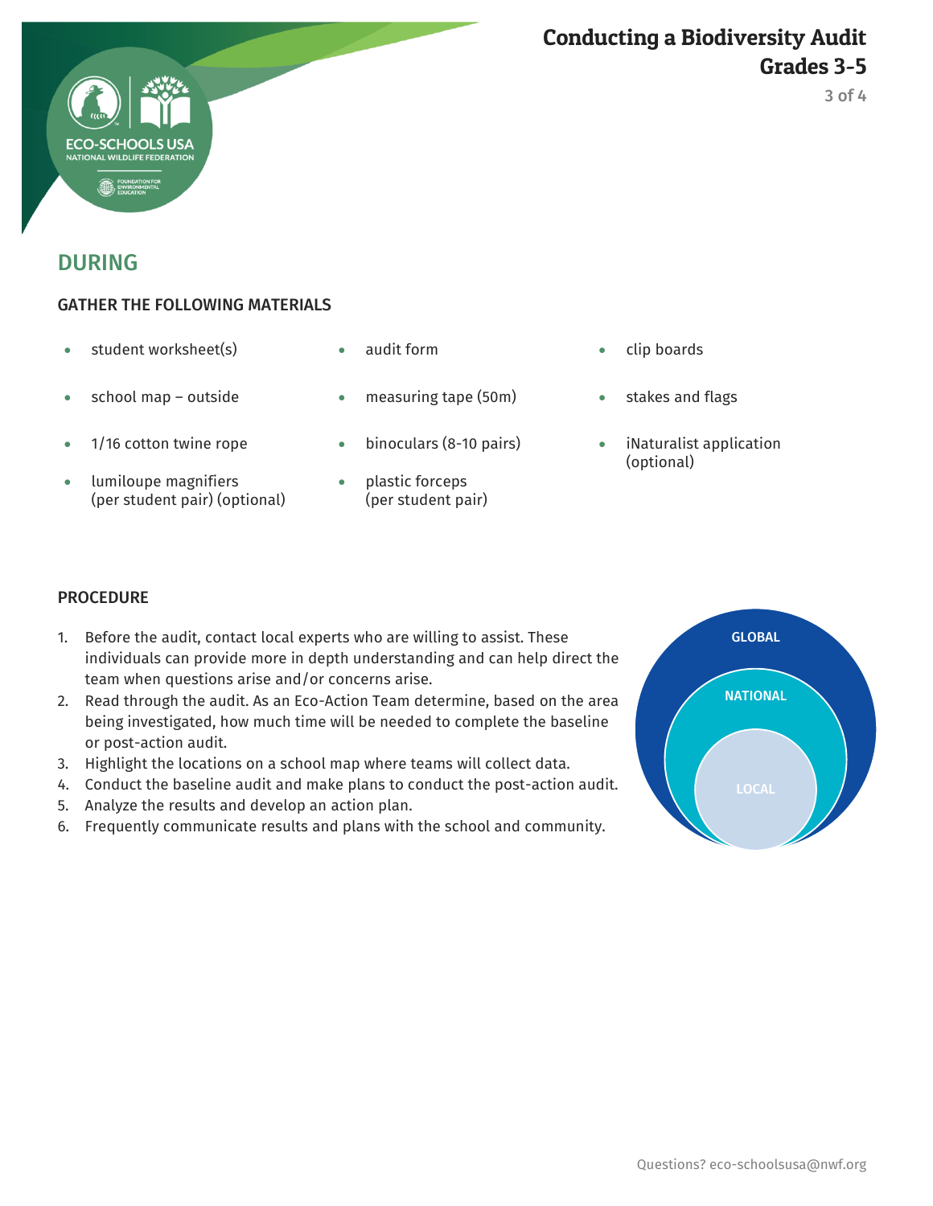# Conducting a Biodiversity Audit
## Grades 3-5

## DURING

### GATHER THE FOLLOWING MATERIALS

- student worksheet(s)
- school map – outside
- 1/16 cotton twine rope
- lumiloupe magnifiers (per student pair) (optional)
- audit form
- measuring tape (50m)
- binoculars (8-10 pairs)
- plastic forceps (per student pair)
- clip boards
- stakes and flags
- iNaturalist application (optional)

### PROCEDURE

1. Before the audit, contact local experts who are willing to assist. These individuals can provide more in depth understanding and can help direct the team when questions arise and/or concerns arise.
2. Read through the audit. As an Eco-Action Team determine, based on the area being investigated, how much time will be needed to complete the baseline or post-action audit.
3. Highlight the locations on a school map where teams will collect data.
4. Conduct the baseline audit and make plans to conduct the post-action audit.
5. Analyze the results and develop an action plan.
6. Frequently communicate results and plans with the school and community.

GLOBAL
NATIONAL
LOCAL

Questions? eco-schoolsusa@nwf.org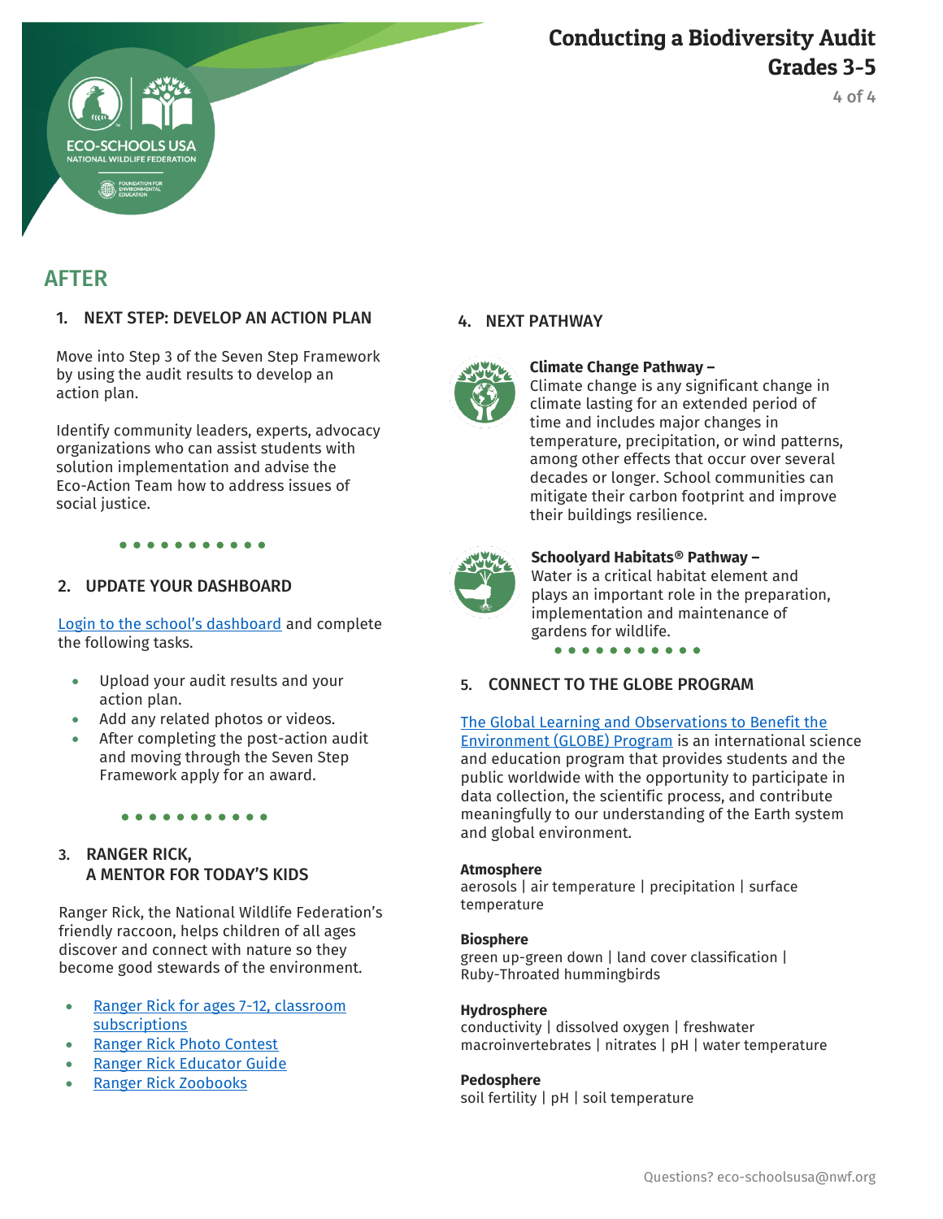# Conducting a Biodiversity Audit Grades 3-5

## AFTER

### 1. NEXT STEP: DEVELOP AN ACTION PLAN

Move into Step 3 of the Seven Step Framework by using the audit results to develop an action plan.

Identify community leaders, experts, advocacy organizations who can assist students with solution implementation and advise the Eco-Action Team how to address issues of social justice.

### 2. UPDATE YOUR DASHBOARD

Login to the school's dashboard and complete the following tasks.

- Upload your audit results and your action plan.
- Add any related photos or videos.
- After completing the post-action audit and moving through the Seven Step Framework apply for an award.

### 3. RANGER RICK, A MENTOR FOR TODAY'S KIDS

Ranger Rick, the National Wildlife Federation's friendly raccoon, helps children of all ages discover and connect with nature so they become good stewards of the environment.

- Ranger Rick for ages 7-12, classroom subscriptions
- Ranger Rick Photo Contest
- Ranger Rick Educator Guide
- Ranger Rick Zoobooks

### 4. NEXT PATHWAY

**Climate Change Pathway –**
Climate change is any significant change in climate lasting for an extended period of time and includes major changes in temperature, precipitation, or wind patterns, among other effects that occur over several decades or longer. School communities can mitigate their carbon footprint and improve their buildings resilience.

**Schoolyard Habitats® Pathway –**
Water is a critical habitat element and plays an important role in the preparation, implementation and maintenance of gardens for wildlife.

### 5. CONNECT TO THE GLOBE PROGRAM

The Global Learning and Observations to Benefit the Environment (GLOBE) Program is an international science and education program that provides students and the public worldwide with the opportunity to participate in data collection, the scientific process, and contribute meaningfully to our understanding of the Earth system and global environment.

**Atmosphere**
aerosols | air temperature | precipitation | surface temperature

**Biosphere**
green up-green down | land cover classification | Ruby-Throated hummingbirds

**Hydrosphere**
conductivity | dissolved oxygen | freshwater macroinvertebrates | nitrates | pH | water temperature

**Pedosphere**
soil fertility | pH | soil temperature

Questions? eco-schoolsusa@nwf.org